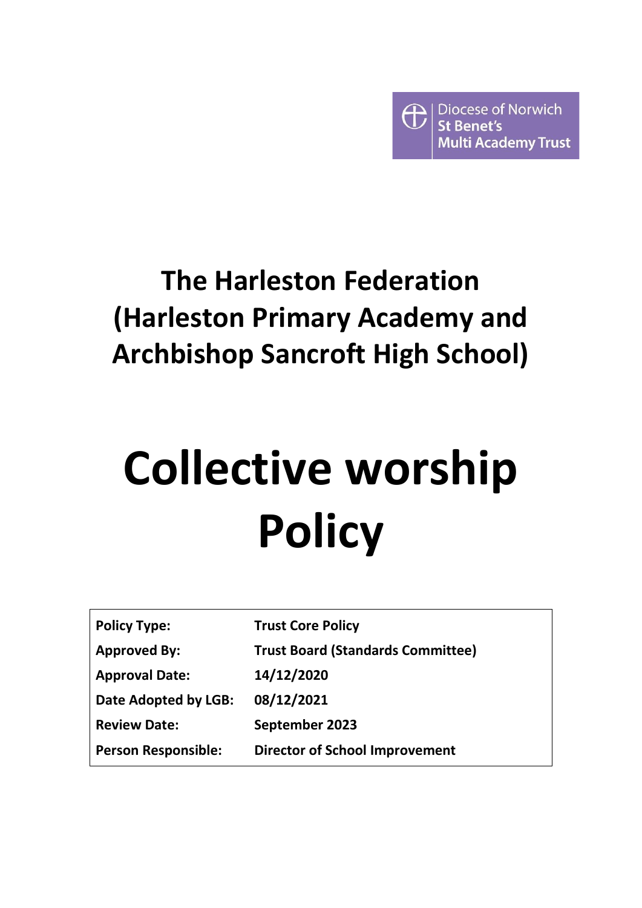Diocese of Norwich
St Benet's
Multi Academy Trust

## The Harleston Federation (Harleston Primary Academy and Archbishop Sancroft High School)

# Collective worship Policy

| | |
|---|---|
| **Policy Type:** | **Trust Core Policy** |
| **Approved By:** | **Trust Board (Standards Committee)** |
| **Approval Date:** | **14/12/2020** |
| **Date Adopted by LGB:** | **08/12/2021** |
| **Review Date:** | **September 2023** |
| **Person Responsible:** | **Director of School Improvement** |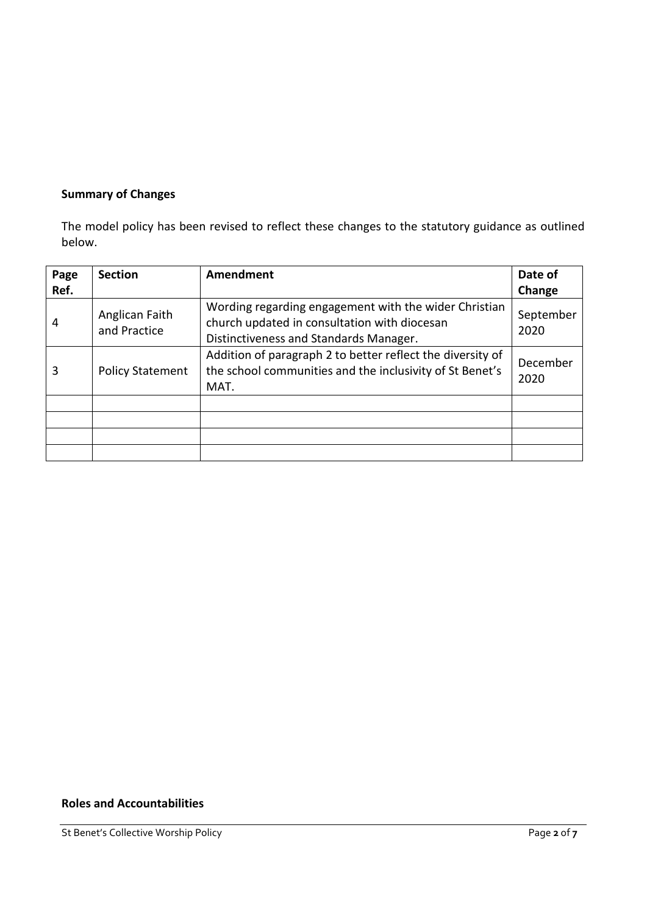**Summary of Changes**

The model policy has been revised to reflect these changes to the statutory guidance as outlined below.

| Page Ref. | Section | Amendment | Date of Change |
|---|---|---|---|
| 4 | Anglican Faith and Practice | Wording regarding engagement with the wider Christian church updated in consultation with diocesan Distinctiveness and Standards Manager. | September 2020 |
| 3 | Policy Statement | Addition of paragraph 2 to better reflect the diversity of the school communities and the inclusivity of St Benet's MAT. | December 2020 |
| | | | |
| | | | |
| | | | |
| | | | |

**Roles and Accountabilities**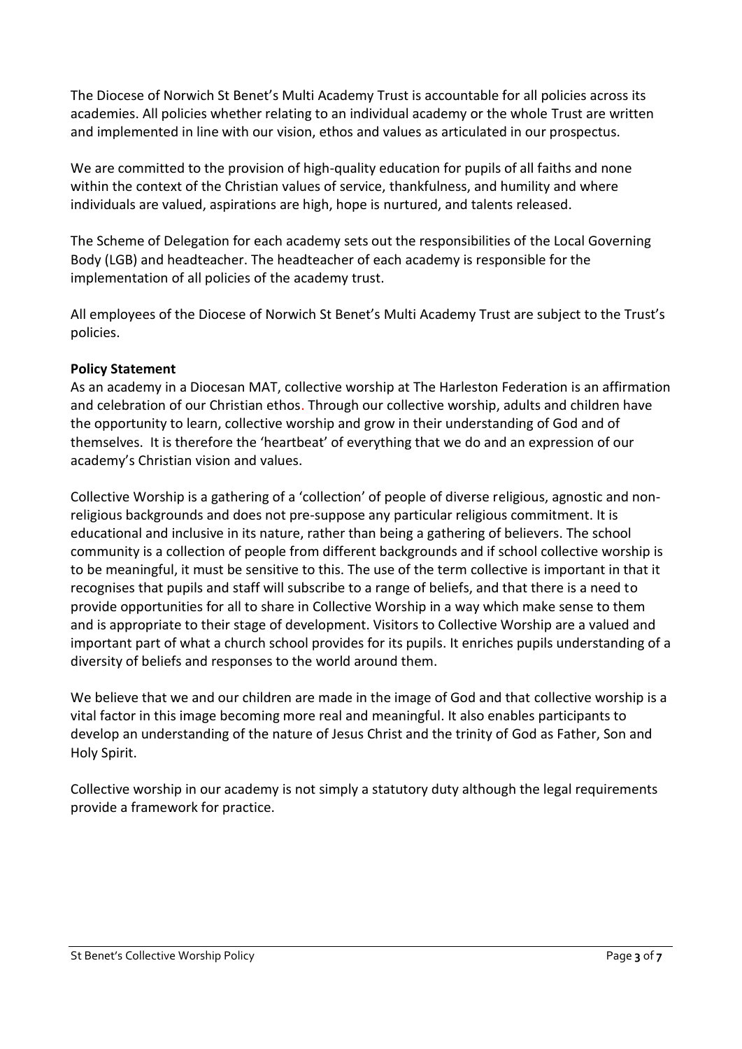The Diocese of Norwich St Benet's Multi Academy Trust is accountable for all policies across its academies. All policies whether relating to an individual academy or the whole Trust are written and implemented in line with our vision, ethos and values as articulated in our prospectus.

We are committed to the provision of high-quality education for pupils of all faiths and none within the context of the Christian values of service, thankfulness, and humility and where individuals are valued, aspirations are high, hope is nurtured, and talents released.

The Scheme of Delegation for each academy sets out the responsibilities of the Local Governing Body (LGB) and headteacher. The headteacher of each academy is responsible for the implementation of all policies of the academy trust.

All employees of the Diocese of Norwich St Benet's Multi Academy Trust are subject to the Trust's policies.

**Policy Statement**

As an academy in a Diocesan MAT, collective worship at The Harleston Federation is an affirmation and celebration of our Christian ethos. Through our collective worship, adults and children have the opportunity to learn, collective worship and grow in their understanding of God and of themselves. It is therefore the 'heartbeat' of everything that we do and an expression of our academy's Christian vision and values.

Collective Worship is a gathering of a 'collection' of people of diverse religious, agnostic and non-religious backgrounds and does not pre-suppose any particular religious commitment. It is educational and inclusive in its nature, rather than being a gathering of believers. The school community is a collection of people from different backgrounds and if school collective worship is to be meaningful, it must be sensitive to this. The use of the term collective is important in that it recognises that pupils and staff will subscribe to a range of beliefs, and that there is a need to provide opportunities for all to share in Collective Worship in a way which make sense to them and is appropriate to their stage of development. Visitors to Collective Worship are a valued and important part of what a church school provides for its pupils. It enriches pupils understanding of a diversity of beliefs and responses to the world around them.

We believe that we and our children are made in the image of God and that collective worship is a vital factor in this image becoming more real and meaningful. It also enables participants to develop an understanding of the nature of Jesus Christ and the trinity of God as Father, Son and Holy Spirit.

Collective worship in our academy is not simply a statutory duty although the legal requirements provide a framework for practice.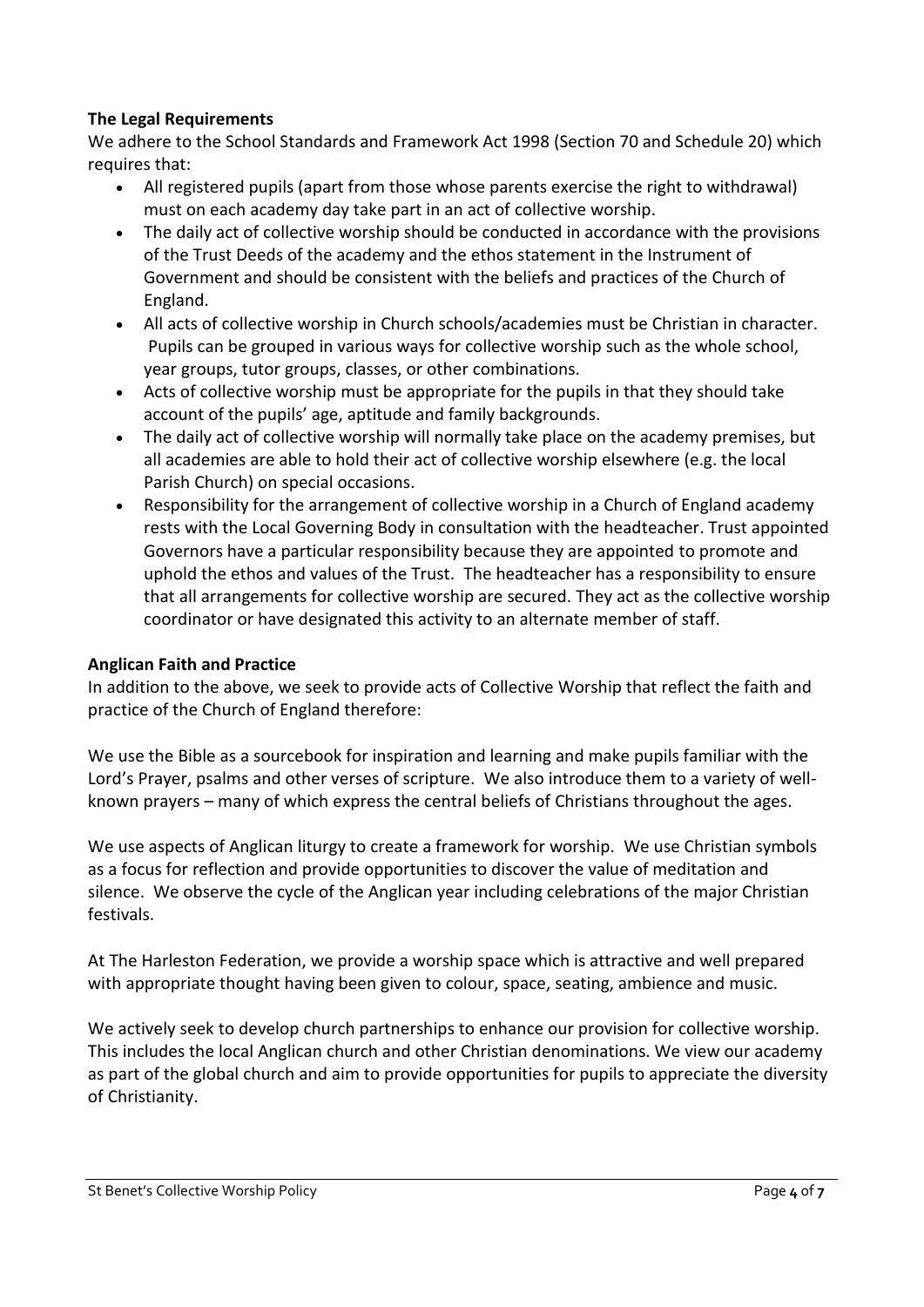**The Legal Requirements**

We adhere to the School Standards and Framework Act 1998 (Section 70 and Schedule 20) which requires that:

- All registered pupils (apart from those whose parents exercise the right to withdrawal) must on each academy day take part in an act of collective worship.
- The daily act of collective worship should be conducted in accordance with the provisions of the Trust Deeds of the academy and the ethos statement in the Instrument of Government and should be consistent with the beliefs and practices of the Church of England.
- All acts of collective worship in Church schools/academies must be Christian in character. Pupils can be grouped in various ways for collective worship such as the whole school, year groups, tutor groups, classes, or other combinations.
- Acts of collective worship must be appropriate for the pupils in that they should take account of the pupils' age, aptitude and family backgrounds.
- The daily act of collective worship will normally take place on the academy premises, but all academies are able to hold their act of collective worship elsewhere (e.g. the local Parish Church) on special occasions.
- Responsibility for the arrangement of collective worship in a Church of England academy rests with the Local Governing Body in consultation with the headteacher. Trust appointed Governors have a particular responsibility because they are appointed to promote and uphold the ethos and values of the Trust. The headteacher has a responsibility to ensure that all arrangements for collective worship are secured. They act as the collective worship coordinator or have designated this activity to an alternate member of staff.

**Anglican Faith and Practice**

In addition to the above, we seek to provide acts of Collective Worship that reflect the faith and practice of the Church of England therefore:

We use the Bible as a sourcebook for inspiration and learning and make pupils familiar with the Lord's Prayer, psalms and other verses of scripture. We also introduce them to a variety of well-known prayers – many of which express the central beliefs of Christians throughout the ages.

We use aspects of Anglican liturgy to create a framework for worship. We use Christian symbols as a focus for reflection and provide opportunities to discover the value of meditation and silence. We observe the cycle of the Anglican year including celebrations of the major Christian festivals.

At The Harleston Federation, we provide a worship space which is attractive and well prepared with appropriate thought having been given to colour, space, seating, ambience and music.

We actively seek to develop church partnerships to enhance our provision for collective worship. This includes the local Anglican church and other Christian denominations. We view our academy as part of the global church and aim to provide opportunities for pupils to appreciate the diversity of Christianity.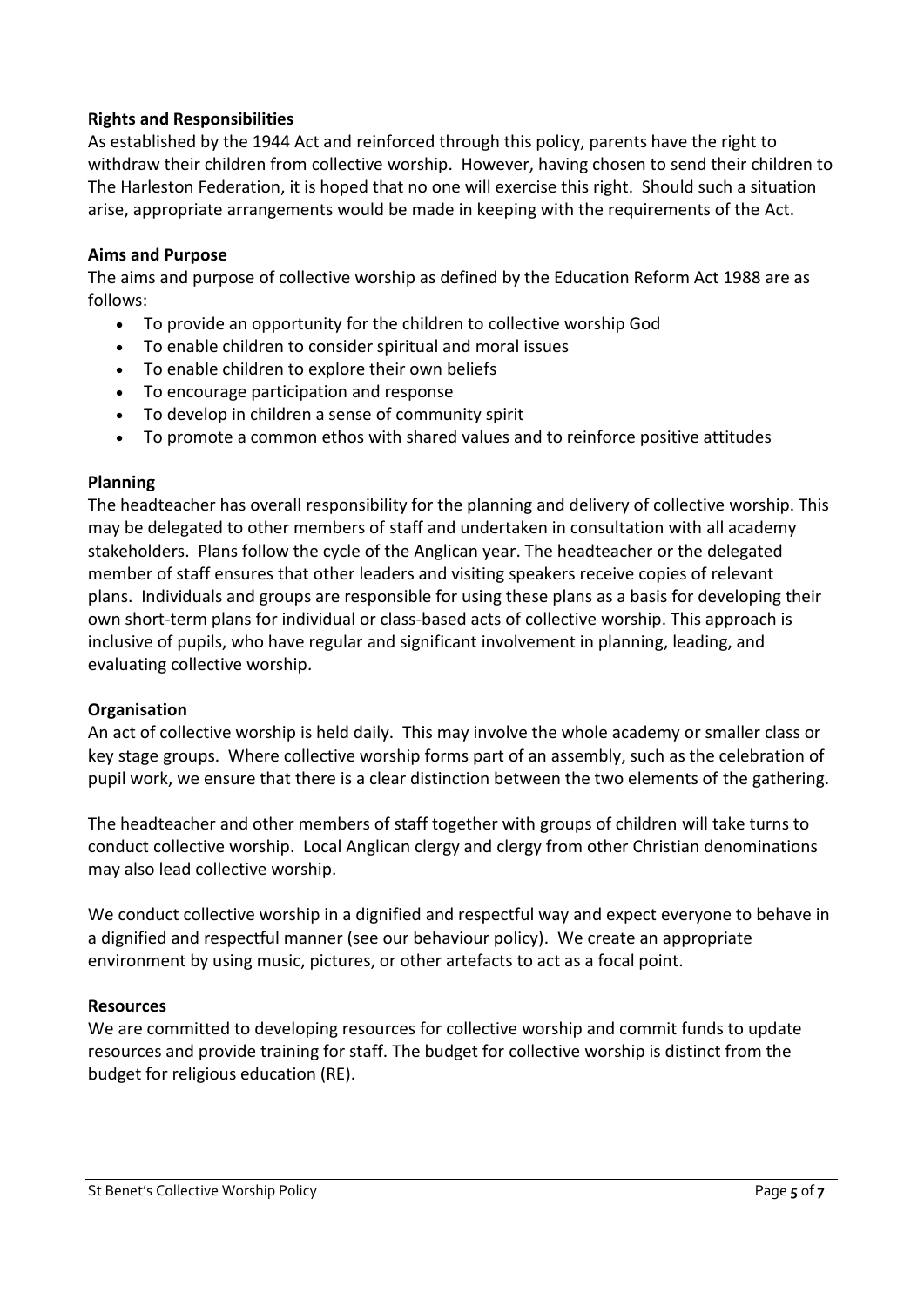**Rights and Responsibilities**

As established by the 1944 Act and reinforced through this policy, parents have the right to withdraw their children from collective worship. However, having chosen to send their children to The Harleston Federation, it is hoped that no one will exercise this right. Should such a situation arise, appropriate arrangements would be made in keeping with the requirements of the Act.

**Aims and Purpose**

The aims and purpose of collective worship as defined by the Education Reform Act 1988 are as follows:

- To provide an opportunity for the children to collective worship God
- To enable children to consider spiritual and moral issues
- To enable children to explore their own beliefs
- To encourage participation and response
- To develop in children a sense of community spirit
- To promote a common ethos with shared values and to reinforce positive attitudes

**Planning**

The headteacher has overall responsibility for the planning and delivery of collective worship. This may be delegated to other members of staff and undertaken in consultation with all academy stakeholders. Plans follow the cycle of the Anglican year. The headteacher or the delegated member of staff ensures that other leaders and visiting speakers receive copies of relevant plans. Individuals and groups are responsible for using these plans as a basis for developing their own short-term plans for individual or class-based acts of collective worship. This approach is inclusive of pupils, who have regular and significant involvement in planning, leading, and evaluating collective worship.

**Organisation**

An act of collective worship is held daily. This may involve the whole academy or smaller class or key stage groups. Where collective worship forms part of an assembly, such as the celebration of pupil work, we ensure that there is a clear distinction between the two elements of the gathering.

The headteacher and other members of staff together with groups of children will take turns to conduct collective worship. Local Anglican clergy and clergy from other Christian denominations may also lead collective worship.

We conduct collective worship in a dignified and respectful way and expect everyone to behave in a dignified and respectful manner (see our behaviour policy). We create an appropriate environment by using music, pictures, or other artefacts to act as a focal point.

**Resources**

We are committed to developing resources for collective worship and commit funds to update resources and provide training for staff. The budget for collective worship is distinct from the budget for religious education (RE).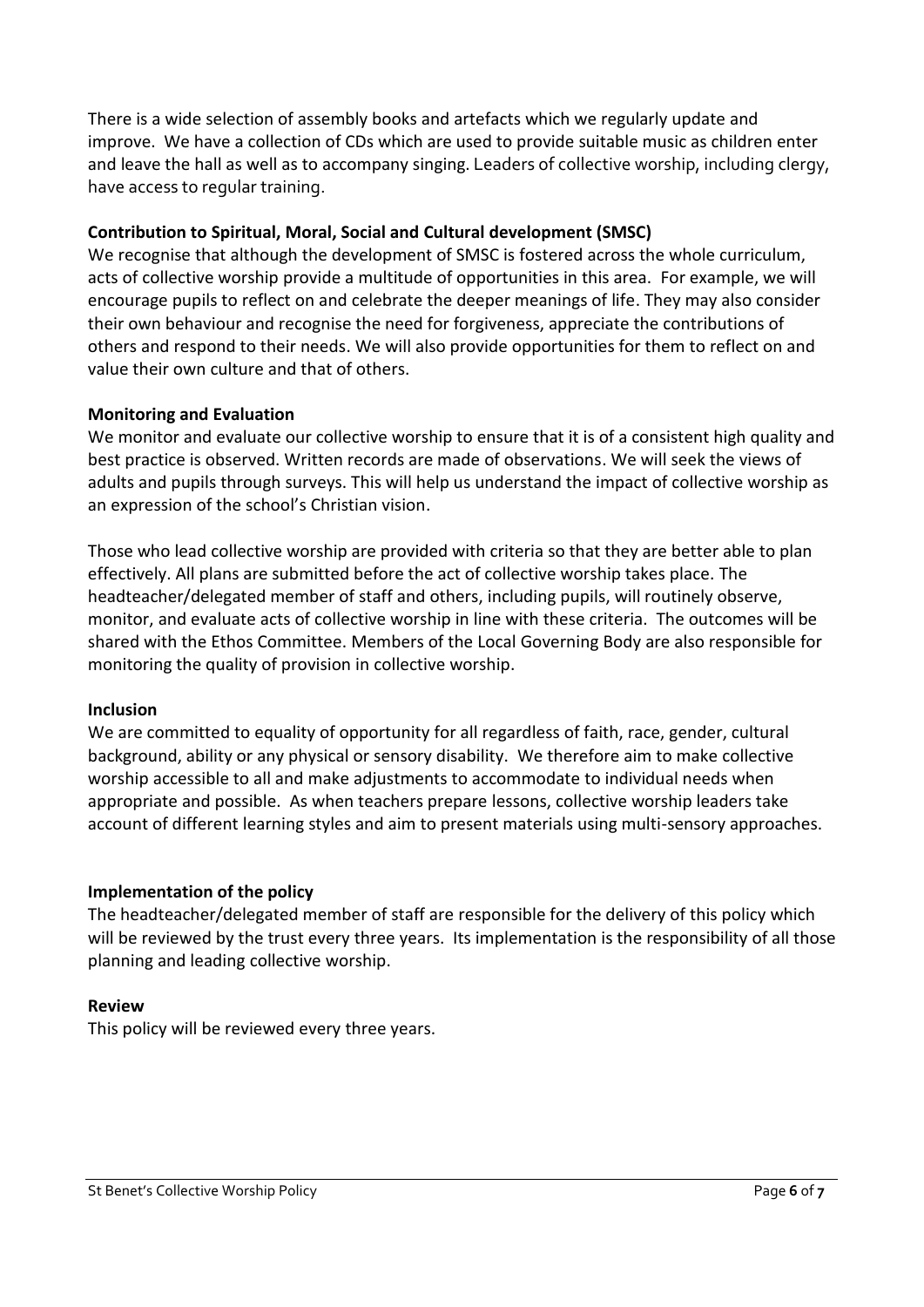There is a wide selection of assembly books and artefacts which we regularly update and improve. We have a collection of CDs which are used to provide suitable music as children enter and leave the hall as well as to accompany singing. Leaders of collective worship, including clergy, have access to regular training.

**Contribution to Spiritual, Moral, Social and Cultural development (SMSC)**

We recognise that although the development of SMSC is fostered across the whole curriculum, acts of collective worship provide a multitude of opportunities in this area. For example, we will encourage pupils to reflect on and celebrate the deeper meanings of life. They may also consider their own behaviour and recognise the need for forgiveness, appreciate the contributions of others and respond to their needs. We will also provide opportunities for them to reflect on and value their own culture and that of others.

**Monitoring and Evaluation**

We monitor and evaluate our collective worship to ensure that it is of a consistent high quality and best practice is observed. Written records are made of observations. We will seek the views of adults and pupils through surveys. This will help us understand the impact of collective worship as an expression of the school's Christian vision.

Those who lead collective worship are provided with criteria so that they are better able to plan effectively. All plans are submitted before the act of collective worship takes place. The headteacher/delegated member of staff and others, including pupils, will routinely observe, monitor, and evaluate acts of collective worship in line with these criteria. The outcomes will be shared with the Ethos Committee. Members of the Local Governing Body are also responsible for monitoring the quality of provision in collective worship.

**Inclusion**

We are committed to equality of opportunity for all regardless of faith, race, gender, cultural background, ability or any physical or sensory disability. We therefore aim to make collective worship accessible to all and make adjustments to accommodate to individual needs when appropriate and possible. As when teachers prepare lessons, collective worship leaders take account of different learning styles and aim to present materials using multi-sensory approaches.

**Implementation of the policy**

The headteacher/delegated member of staff are responsible for the delivery of this policy which will be reviewed by the trust every three years. Its implementation is the responsibility of all those planning and leading collective worship.

**Review**

This policy will be reviewed every three years.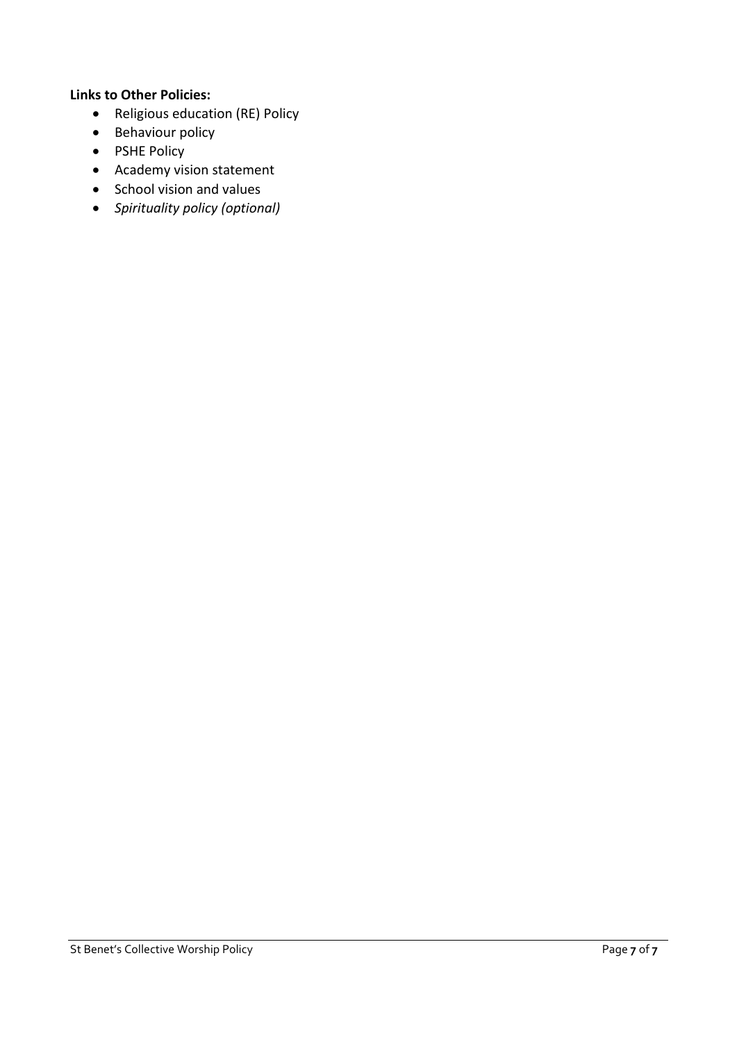**Links to Other Policies:**

- Religious education (RE) Policy
- Behaviour policy
- PSHE Policy
- Academy vision statement
- School vision and values
- *Spirituality policy (optional)*